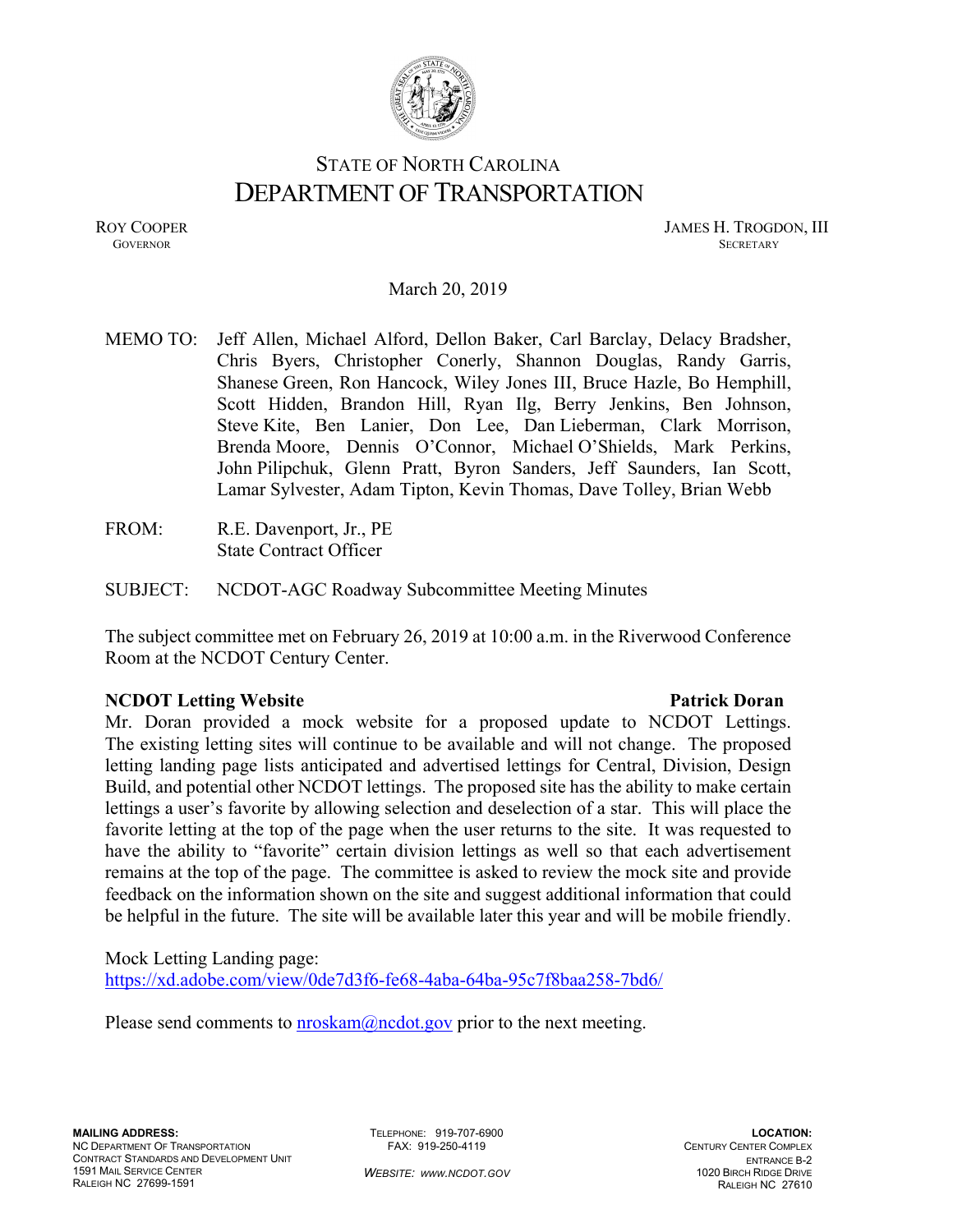# STATE OF NORTH CAROLINA
# DEPARTMENT OF TRANSPORTATION

ROY COOPER
GOVERNOR

JAMES H. TROGDON, III
SECRETARY

March 20, 2019

MEMO TO: Jeff Allen, Michael Alford, Dellon Baker, Carl Barclay, Delacy Bradsher, Chris Byers, Christopher Conerly, Shannon Douglas, Randy Garris, Shanese Green, Ron Hancock, Wiley Jones III, Bruce Hazle, Bo Hemphill, Scott Hidden, Brandon Hill, Ryan Ilg, Berry Jenkins, Ben Johnson, Steve Kite, Ben Lanier, Don Lee, Dan Lieberman, Clark Morrison, Brenda Moore, Dennis O'Connor, Michael O'Shields, Mark Perkins, John Pilipchuk, Glenn Pratt, Byron Sanders, Jeff Saunders, Ian Scott, Lamar Sylvester, Adam Tipton, Kevin Thomas, Dave Tolley, Brian Webb

FROM: R.E. Davenport, Jr., PE
State Contract Officer

SUBJECT: NCDOT-AGC Roadway Subcommittee Meeting Minutes

The subject committee met on February 26, 2019 at 10:00 a.m. in the Riverwood Conference Room at the NCDOT Century Center.

**NCDOT Letting Website** **Patrick Doran**

Mr. Doran provided a mock website for a proposed update to NCDOT Lettings. The existing letting sites will continue to be available and will not change. The proposed letting landing page lists anticipated and advertised lettings for Central, Division, Design Build, and potential other NCDOT lettings. The proposed site has the ability to make certain lettings a user's favorite by allowing selection and deselection of a star. This will place the favorite letting at the top of the page when the user returns to the site. It was requested to have the ability to "favorite" certain division lettings as well so that each advertisement remains at the top of the page. The committee is asked to review the mock site and provide feedback on the information shown on the site and suggest additional information that could be helpful in the future. The site will be available later this year and will be mobile friendly.

Mock Letting Landing page:
https://xd.adobe.com/view/0de7d3f6-fe68-4aba-64ba-95c7f8baa258-7bd6/

Please send comments to nroskam@ncdot.gov prior to the next meeting.

**MAILING ADDRESS:**
NC DEPARTMENT OF TRANSPORTATION
CONTRACT STANDARDS AND DEVELOPMENT UNIT
1591 MAIL SERVICE CENTER
RALEIGH NC 27699-1591

TELEPHONE: 919-707-6900
FAX: 919-250-4119

*WEBSITE: WWW.NCDOT.GOV*

**LOCATION:**
CENTURY CENTER COMPLEX
ENTRANCE B-2
1020 BIRCH RIDGE DRIVE
RALEIGH NC 27610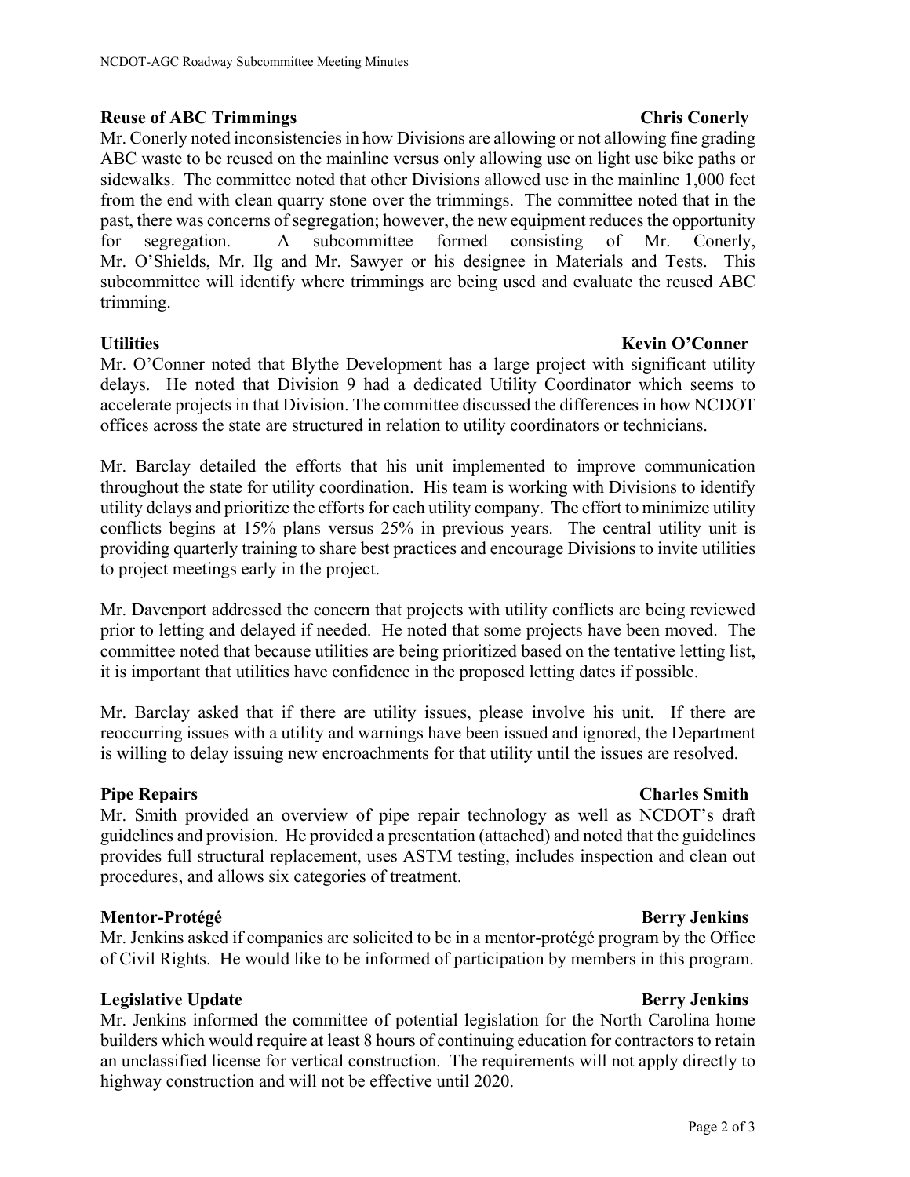**Reuse of ABC Trimmings** **Chris Conerly**

Mr. Conerly noted inconsistencies in how Divisions are allowing or not allowing fine grading ABC waste to be reused on the mainline versus only allowing use on light use bike paths or sidewalks. The committee noted that other Divisions allowed use in the mainline 1,000 feet from the end with clean quarry stone over the trimmings. The committee noted that in the past, there was concerns of segregation; however, the new equipment reduces the opportunity for segregation. A subcommittee formed consisting of Mr. Conerly, Mr. O'Shields, Mr. Ilg and Mr. Sawyer or his designee in Materials and Tests. This subcommittee will identify where trimmings are being used and evaluate the reused ABC trimming.

**Utilities** **Kevin O'Conner**

Mr. O'Conner noted that Blythe Development has a large project with significant utility delays. He noted that Division 9 had a dedicated Utility Coordinator which seems to accelerate projects in that Division. The committee discussed the differences in how NCDOT offices across the state are structured in relation to utility coordinators or technicians.

Mr. Barclay detailed the efforts that his unit implemented to improve communication throughout the state for utility coordination. His team is working with Divisions to identify utility delays and prioritize the efforts for each utility company. The effort to minimize utility conflicts begins at 15% plans versus 25% in previous years. The central utility unit is providing quarterly training to share best practices and encourage Divisions to invite utilities to project meetings early in the project.

Mr. Davenport addressed the concern that projects with utility conflicts are being reviewed prior to letting and delayed if needed. He noted that some projects have been moved. The committee noted that because utilities are being prioritized based on the tentative letting list, it is important that utilities have confidence in the proposed letting dates if possible.

Mr. Barclay asked that if there are utility issues, please involve his unit. If there are reoccurring issues with a utility and warnings have been issued and ignored, the Department is willing to delay issuing new encroachments for that utility until the issues are resolved.

**Pipe Repairs** **Charles Smith**

Mr. Smith provided an overview of pipe repair technology as well as NCDOT's draft guidelines and provision. He provided a presentation (attached) and noted that the guidelines provides full structural replacement, uses ASTM testing, includes inspection and clean out procedures, and allows six categories of treatment.

**Mentor-Protégé** **Berry Jenkins**

Mr. Jenkins asked if companies are solicited to be in a mentor-protégé program by the Office of Civil Rights. He would like to be informed of participation by members in this program.

**Legislative Update** **Berry Jenkins**

Mr. Jenkins informed the committee of potential legislation for the North Carolina home builders which would require at least 8 hours of continuing education for contractors to retain an unclassified license for vertical construction. The requirements will not apply directly to highway construction and will not be effective until 2020.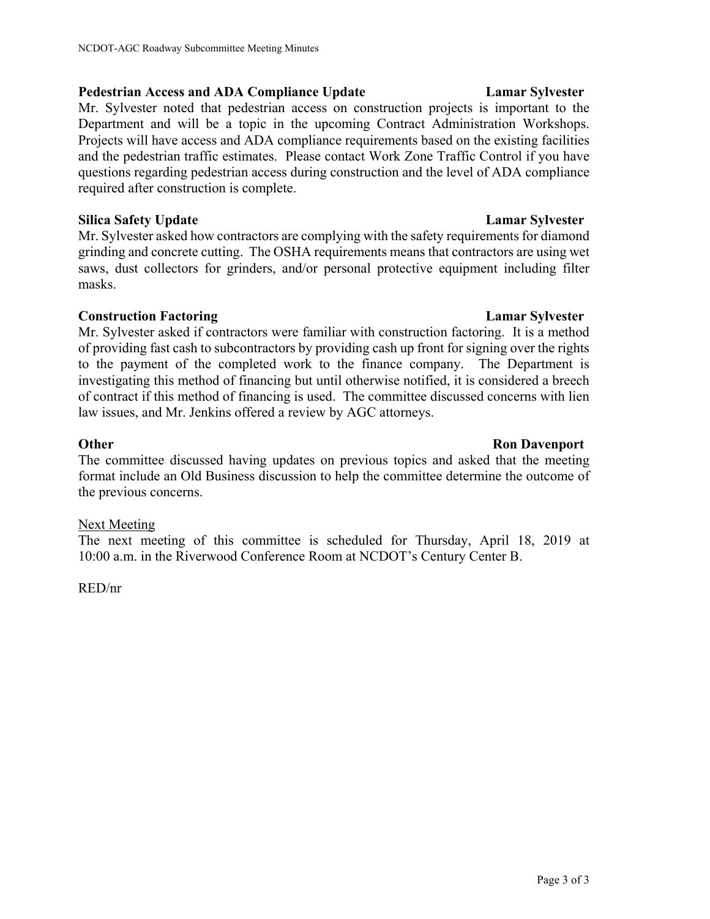**Pedestrian Access and ADA Compliance Update** **Lamar Sylvester**

Mr. Sylvester noted that pedestrian access on construction projects is important to the Department and will be a topic in the upcoming Contract Administration Workshops. Projects will have access and ADA compliance requirements based on the existing facilities and the pedestrian traffic estimates. Please contact Work Zone Traffic Control if you have questions regarding pedestrian access during construction and the level of ADA compliance required after construction is complete.

**Silica Safety Update** **Lamar Sylvester**

Mr. Sylvester asked how contractors are complying with the safety requirements for diamond grinding and concrete cutting. The OSHA requirements means that contractors are using wet saws, dust collectors for grinders, and/or personal protective equipment including filter masks.

**Construction Factoring** **Lamar Sylvester**

Mr. Sylvester asked if contractors were familiar with construction factoring. It is a method of providing fast cash to subcontractors by providing cash up front for signing over the rights to the payment of the completed work to the finance company. The Department is investigating this method of financing but until otherwise notified, it is considered a breech of contract if this method of financing is used. The committee discussed concerns with lien law issues, and Mr. Jenkins offered a review by AGC attorneys.

**Other** **Ron Davenport**

The committee discussed having updates on previous topics and asked that the meeting format include an Old Business discussion to help the committee determine the outcome of the previous concerns.

<u>Next Meeting</u>

The next meeting of this committee is scheduled for Thursday, April 18, 2019 at 10:00 a.m. in the Riverwood Conference Room at NCDOT's Century Center B.

RED/nr